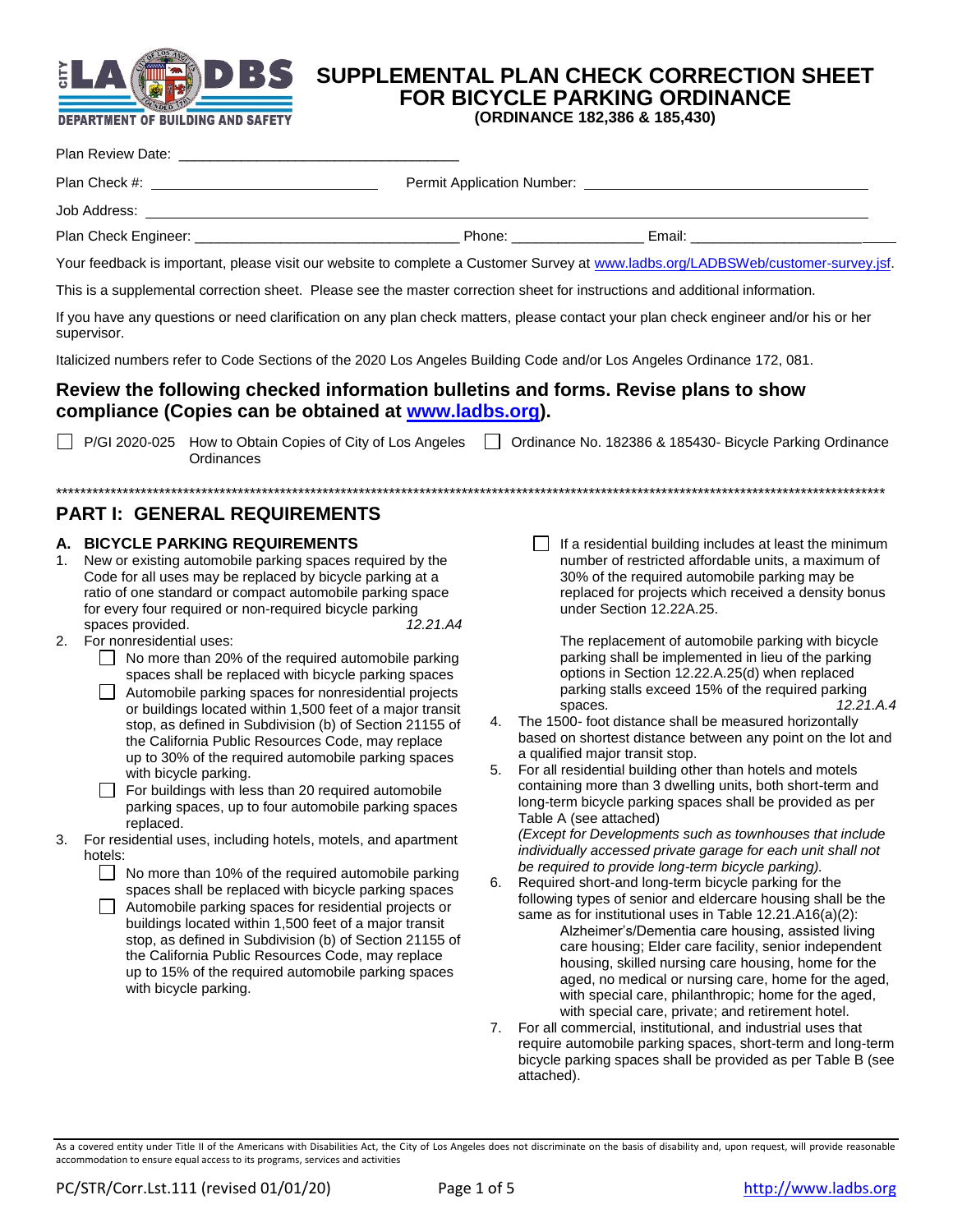# SUPPLEMENTAL PLAN CHECK CORRECTION SHEET FOR BICYCLE PARKING ORDINANCE

**(ORDINANCE 182,386 & 185,430)**

Plan Review Date: ___________________________________

Plan Check #: ___________________________ Permit Application Number: ___________________________________

Job Address: ______________________________________________________________________________

Plan Check Engineer: ________________________________ Phone: ________________ Email: ______________________

Your feedback is important, please visit our website to complete a Customer Survey at www.ladbs.org/LADBSWeb/customer-survey.jsf.

This is a supplemental correction sheet. Please see the master correction sheet for instructions and additional information.

If you have any questions or need clarification on any plan check matters, please contact your plan check engineer and/or his or her supervisor.

Italicized numbers refer to Code Sections of the 2020 Los Angeles Building Code and/or Los Angeles Ordinance 172, 081.

## Review the following checked information bulletins and forms. Revise plans to show compliance (Copies can be obtained at www.ladbs.org).

☐ P/GI 2020-025 How to Obtain Copies of City of Los Angeles Ordinances

☐ Ordinance No. 182386 & 185430- Bicycle Parking Ordinance

\*\*\*\*\*\*\*\*\*\*\*\*\*\*\*\*\*\*\*\*\*\*\*\*\*\*\*\*\*\*\*\*\*\*\*\*\*\*\*\*\*\*\*\*\*\*\*\*\*\*\*\*\*\*\*\*\*\*\*\*\*\*\*\*\*\*\*\*\*\*\*\*\*\*\*\*\*\*\*\*\*\*\*\*\*\*\*\*\*\*\*\*\*\*\*\*\*\*\*\*\*\*\*\*\*\*\*\*\*\*\*\*\*\*\*\*\*\*\*\*\*\*\*\*\*\*\*

## PART I: GENERAL REQUIREMENTS

### A. BICYCLE PARKING REQUIREMENTS

1. New or existing automobile parking spaces required by the Code for all uses may be replaced by bicycle parking at a ratio of one standard or compact automobile parking space for every four required or non-required bicycle parking spaces provided. *12.21.A4*
2. For nonresidential uses:
   - ☐ No more than 20% of the required automobile parking spaces shall be replaced with bicycle parking spaces
   - ☐ Automobile parking spaces for nonresidential projects or buildings located within 1,500 feet of a major transit stop, as defined in Subdivision (b) of Section 21155 of the California Public Resources Code, may replace up to 30% of the required automobile parking spaces with bicycle parking.
   - ☐ For buildings with less than 20 required automobile parking spaces, up to four automobile parking spaces replaced.
3. For residential uses, including hotels, motels, and apartment hotels:
   - ☐ No more than 10% of the required automobile parking spaces shall be replaced with bicycle parking spaces
   - ☐ Automobile parking spaces for residential projects or buildings located within 1,500 feet of a major transit stop, as defined in Subdivision (b) of Section 21155 of the California Public Resources Code, may replace up to 15% of the required automobile parking spaces with bicycle parking.
   - ☐ If a residential building includes at least the minimum number of restricted affordable units, a maximum of 30% of the required automobile parking may be replaced for projects which received a density bonus under Section 12.22A.25.

     The replacement of automobile parking with bicycle parking shall be implemented in lieu of the parking options in Section 12.22.A.25(d) when replaced parking stalls exceed 15% of the required parking spaces. *12.21.A.4*
4. The 1500- foot distance shall be measured horizontally based on shortest distance between any point on the lot and a qualified major transit stop.
5. For all residential building other than hotels and motels containing more than 3 dwelling units, both short-term and long-term bicycle parking spaces shall be provided as per Table A (see attached)
   *(Except for Developments such as townhouses that include individually accessed private garage for each unit shall not be required to provide long-term bicycle parking).*
6. Required short-and long-term bicycle parking for the following types of senior and eldercare housing shall be the same as for institutional uses in Table 12.21.A16(a)(2):
   Alzheimer's/Dementia care housing, assisted living care housing; Elder care facility, senior independent housing, skilled nursing care housing, home for the aged, no medical or nursing care, home for the aged, with special care, philanthropic; home for the aged, with special care, private; and retirement hotel.
7. For all commercial, institutional, and industrial uses that require automobile parking spaces, short-term and long-term bicycle parking spaces shall be provided as per Table B (see attached).

As a covered entity under Title II of the Americans with Disabilities Act, the City of Los Angeles does not discriminate on the basis of disability and, upon request, will provide reasonable accommodation to ensure equal access to its programs, services and activities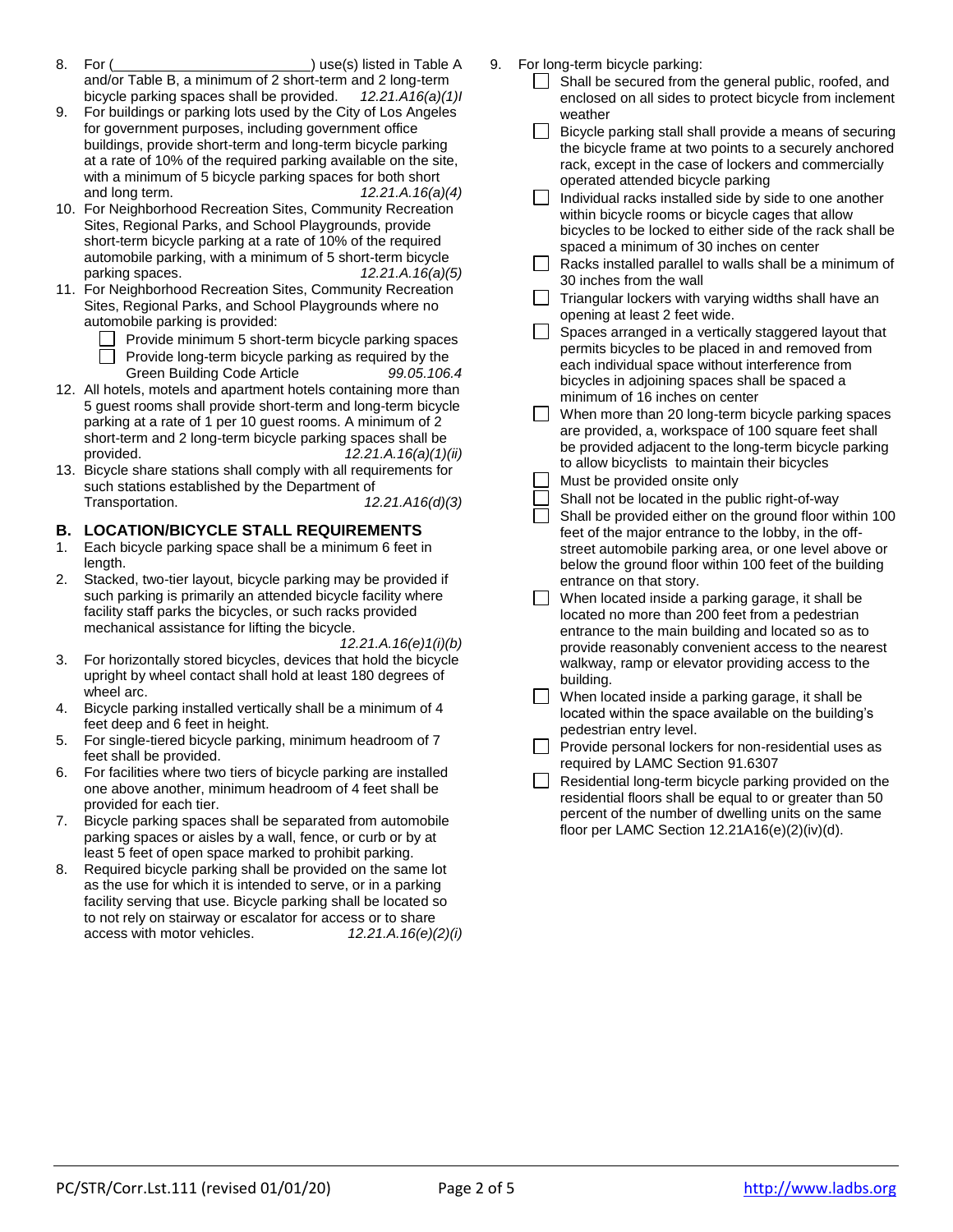8. For (\_\_\_\_\_\_\_\_\_\_\_\_\_\_\_\_\_\_\_\_\_\_\_\_\_) use(s) listed in Table A and/or Table B, a minimum of 2 short-term and 2 long-term bicycle parking spaces shall be provided. *12.21.A16(a)(1)I*
9. For buildings or parking lots used by the City of Los Angeles for government purposes, including government office buildings, provide short-term and long-term bicycle parking at a rate of 10% of the required parking available on the site, with a minimum of 5 bicycle parking spaces for both short and long term. *12.21.A.16(a)(4)*
10. For Neighborhood Recreation Sites, Community Recreation Sites, Regional Parks, and School Playgrounds, provide short-term bicycle parking at a rate of 10% of the required automobile parking, with a minimum of 5 short-term bicycle parking spaces. *12.21.A.16(a)(5)*
11. For Neighborhood Recreation Sites, Community Recreation Sites, Regional Parks, and School Playgrounds where no automobile parking is provided:
    - ☐ Provide minimum 5 short-term bicycle parking spaces
    - ☐ Provide long-term bicycle parking as required by the Green Building Code Article *99.05.106.4*
12. All hotels, motels and apartment hotels containing more than 5 guest rooms shall provide short-term and long-term bicycle parking at a rate of 1 per 10 guest rooms. A minimum of 2 short-term and 2 long-term bicycle parking spaces shall be provided. *12.21.A.16(a)(1)(ii)*
13. Bicycle share stations shall comply with all requirements for such stations established by the Department of Transportation. *12.21.A16(d)(3)*

## B. LOCATION/BICYCLE STALL REQUIREMENTS

1. Each bicycle parking space shall be a minimum 6 feet in length.
2. Stacked, two-tier layout, bicycle parking may be provided if such parking is primarily an attended bicycle facility where facility staff parks the bicycles, or such racks provided mechanical assistance for lifting the bicycle. *12.21.A.16(e)1(i)(b)*
3. For horizontally stored bicycles, devices that hold the bicycle upright by wheel contact shall hold at least 180 degrees of wheel arc.
4. Bicycle parking installed vertically shall be a minimum of 4 feet deep and 6 feet in height.
5. For single-tiered bicycle parking, minimum headroom of 7 feet shall be provided.
6. For facilities where two tiers of bicycle parking are installed one above another, minimum headroom of 4 feet shall be provided for each tier.
7. Bicycle parking spaces shall be separated from automobile parking spaces or aisles by a wall, fence, or curb or by at least 5 feet of open space marked to prohibit parking.
8. Required bicycle parking shall be provided on the same lot as the use for which it is intended to serve, or in a parking facility serving that use. Bicycle parking shall be located so to not rely on stairway or escalator for access or to share access with motor vehicles. *12.21.A.16(e)(2)(i)*
9. For long-term bicycle parking:
    - ☐ Shall be secured from the general public, roofed, and enclosed on all sides to protect bicycle from inclement weather
    - ☐ Bicycle parking stall shall provide a means of securing the bicycle frame at two points to a securely anchored rack, except in the case of lockers and commercially operated attended bicycle parking
    - ☐ Individual racks installed side by side to one another within bicycle rooms or bicycle cages that allow bicycles to be locked to either side of the rack shall be spaced a minimum of 30 inches on center
    - ☐ Racks installed parallel to walls shall be a minimum of 30 inches from the wall
    - ☐ Triangular lockers with varying widths shall have an opening at least 2 feet wide.
    - ☐ Spaces arranged in a vertically staggered layout that permits bicycles to be placed in and removed from each individual space without interference from bicycles in adjoining spaces shall be spaced a minimum of 16 inches on center
    - ☐ When more than 20 long-term bicycle parking spaces are provided, a, workspace of 100 square feet shall be provided adjacent to the long-term bicycle parking to allow bicyclists to maintain their bicycles
    - ☐ Must be provided onsite only
    - ☐ Shall not be located in the public right-of-way
    - ☐ Shall be provided either on the ground floor within 100 feet of the major entrance to the lobby, in the off-street automobile parking area, or one level above or below the ground floor within 100 feet of the building entrance on that story.
    - ☐ When located inside a parking garage, it shall be located no more than 200 feet from a pedestrian entrance to the main building and located so as to provide reasonably convenient access to the nearest walkway, ramp or elevator providing access to the building.
    - ☐ When located inside a parking garage, it shall be located within the space available on the building's pedestrian entry level.
    - ☐ Provide personal lockers for non-residential uses as required by LAMC Section 91.6307
    - ☐ Residential long-term bicycle parking provided on the residential floors shall be equal to or greater than 50 percent of the number of dwelling units on the same floor per LAMC Section 12.21A16(e)(2)(iv)(d).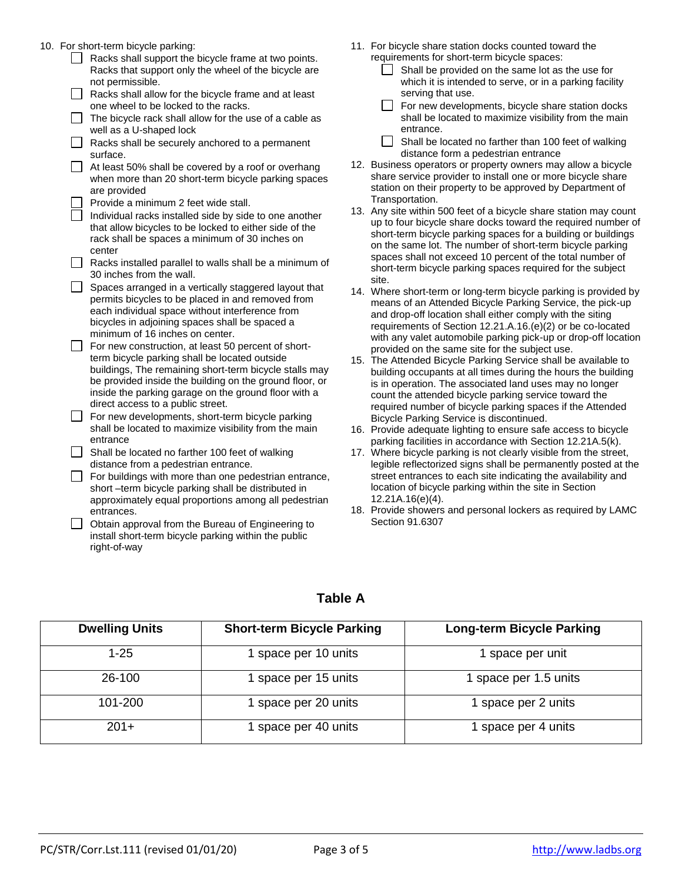10. For short-term bicycle parking:
    - [ ] Racks shall support the bicycle frame at two points. Racks that support only the wheel of the bicycle are not permissible.
    - [ ] Racks shall allow for the bicycle frame and at least one wheel to be locked to the racks.
    - [ ] The bicycle rack shall allow for the use of a cable as well as a U-shaped lock
    - [ ] Racks shall be securely anchored to a permanent surface.
    - [ ] At least 50% shall be covered by a roof or overhang when more than 20 short-term bicycle parking spaces are provided
    - [ ] Provide a minimum 2 feet wide stall.
    - [ ] Individual racks installed side by side to one another that allow bicycles to be locked to either side of the rack shall be spaces a minimum of 30 inches on center
    - [ ] Racks installed parallel to walls shall be a minimum of 30 inches from the wall.
    - [ ] Spaces arranged in a vertically staggered layout that permits bicycles to be placed in and removed from each individual space without interference from bicycles in adjoining spaces shall be spaced a minimum of 16 inches on center.
    - [ ] For new construction, at least 50 percent of short-term bicycle parking shall be located outside buildings, The remaining short-term bicycle stalls may be provided inside the building on the ground floor, or inside the parking garage on the ground floor with a direct access to a public street.
    - [ ] For new developments, short-term bicycle parking shall be located to maximize visibility from the main entrance
    - [ ] Shall be located no farther 100 feet of walking distance from a pedestrian entrance.
    - [ ] For buildings with more than one pedestrian entrance, short –term bicycle parking shall be distributed in approximately equal proportions among all pedestrian entrances.
    - [ ] Obtain approval from the Bureau of Engineering to install short-term bicycle parking within the public right-of-way
11. For bicycle share station docks counted toward the requirements for short-term bicycle spaces:
    - [ ] Shall be provided on the same lot as the use for which it is intended to serve, or in a parking facility serving that use.
    - [ ] For new developments, bicycle share station docks shall be located to maximize visibility from the main entrance.
    - [ ] Shall be located no farther than 100 feet of walking distance form a pedestrian entrance
12. Business operators or property owners may allow a bicycle share service provider to install one or more bicycle share station on their property to be approved by Department of Transportation.
13. Any site within 500 feet of a bicycle share station may count up to four bicycle share docks toward the required number of short-term bicycle parking spaces for a building or buildings on the same lot. The number of short-term bicycle parking spaces shall not exceed 10 percent of the total number of short-term bicycle parking spaces required for the subject site.
14. Where short-term or long-term bicycle parking is provided by means of an Attended Bicycle Parking Service, the pick-up and drop-off location shall either comply with the siting requirements of Section 12.21.A.16.(e)(2) or be co-located with any valet automobile parking pick-up or drop-off location provided on the same site for the subject use.
15. The Attended Bicycle Parking Service shall be available to building occupants at all times during the hours the building is in operation. The associated land uses may no longer count the attended bicycle parking service toward the required number of bicycle parking spaces if the Attended Bicycle Parking Service is discontinued.
16. Provide adequate lighting to ensure safe access to bicycle parking facilities in accordance with Section 12.21A.5(k).
17. Where bicycle parking is not clearly visible from the street, legible reflectorized signs shall be permanently posted at the street entrances to each site indicating the availability and location of bicycle parking within the site in Section 12.21A.16(e)(4).
18. Provide showers and personal lockers as required by LAMC Section 91.6307

## Table A

| Dwelling Units | Short-term Bicycle Parking | Long-term Bicycle Parking |
|---|---|---|
| 1-25 | 1 space per 10 units | 1 space per unit |
| 26-100 | 1 space per 15 units | 1 space per 1.5 units |
| 101-200 | 1 space per 20 units | 1 space per 2 units |
| 201+ | 1 space per 40 units | 1 space per 4 units |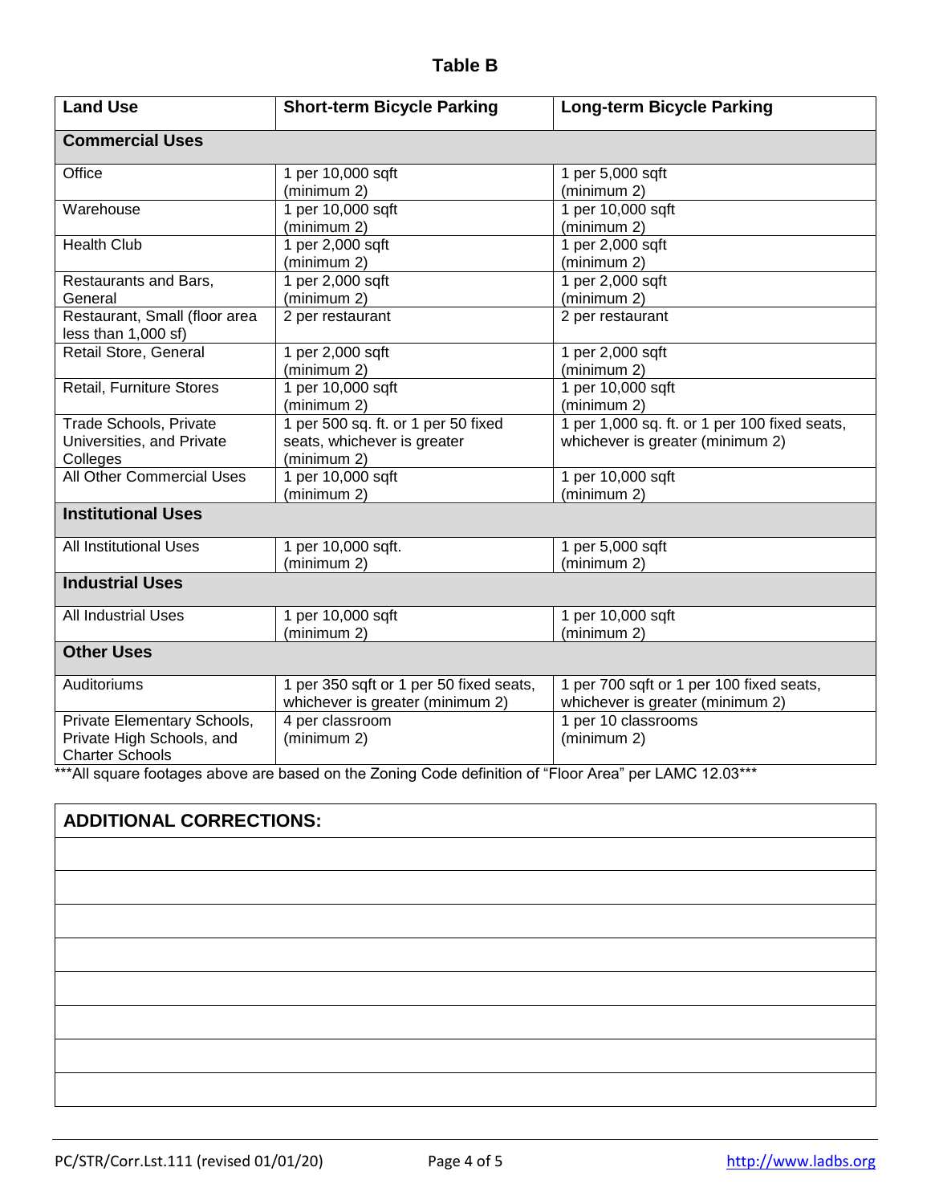# Table B

| Land Use | Short-term Bicycle Parking | Long-term Bicycle Parking |
|---|---|---|
| **Commercial Uses** | | |
| Office | 1 per 10,000 sqft (minimum 2) | 1 per 5,000 sqft (minimum 2) |
| Warehouse | 1 per 10,000 sqft (minimum 2) | 1 per 10,000 sqft (minimum 2) |
| Health Club | 1 per 2,000 sqft (minimum 2) | 1 per 2,000 sqft (minimum 2) |
| Restaurants and Bars, General | 1 per 2,000 sqft (minimum 2) | 1 per 2,000 sqft (minimum 2) |
| Restaurant, Small (floor area less than 1,000 sf) | 2 per restaurant | 2 per restaurant |
| Retail Store, General | 1 per 2,000 sqft (minimum 2) | 1 per 2,000 sqft (minimum 2) |
| Retail, Furniture Stores | 1 per 10,000 sqft (minimum 2) | 1 per 10,000 sqft (minimum 2) |
| Trade Schools, Private Universities, and Private Colleges | 1 per 500 sq. ft. or 1 per 50 fixed seats, whichever is greater (minimum 2) | 1 per 1,000 sq. ft. or 1 per 100 fixed seats, whichever is greater (minimum 2) |
| All Other Commercial Uses | 1 per 10,000 sqft (minimum 2) | 1 per 10,000 sqft (minimum 2) |
| **Institutional Uses** | | |
| All Institutional Uses | 1 per 10,000 sqft. (minimum 2) | 1 per 5,000 sqft (minimum 2) |
| **Industrial Uses** | | |
| All Industrial Uses | 1 per 10,000 sqft (minimum 2) | 1 per 10,000 sqft (minimum 2) |
| **Other Uses** | | |
| Auditoriums | 1 per 350 sqft or 1 per 50 fixed seats, whichever is greater (minimum 2) | 1 per 700 sqft or 1 per 100 fixed seats, whichever is greater (minimum 2) |
| Private Elementary Schools, Private High Schools, and Charter Schools | 4 per classroom (minimum 2) | 1 per 10 classrooms (minimum 2) |

***All square footages above are based on the Zoning Code definition of "Floor Area" per LAMC 12.03***

| ADDITIONAL CORRECTIONS: |
|---|
| |
| |
| |
| |
| |
| |
| |
| |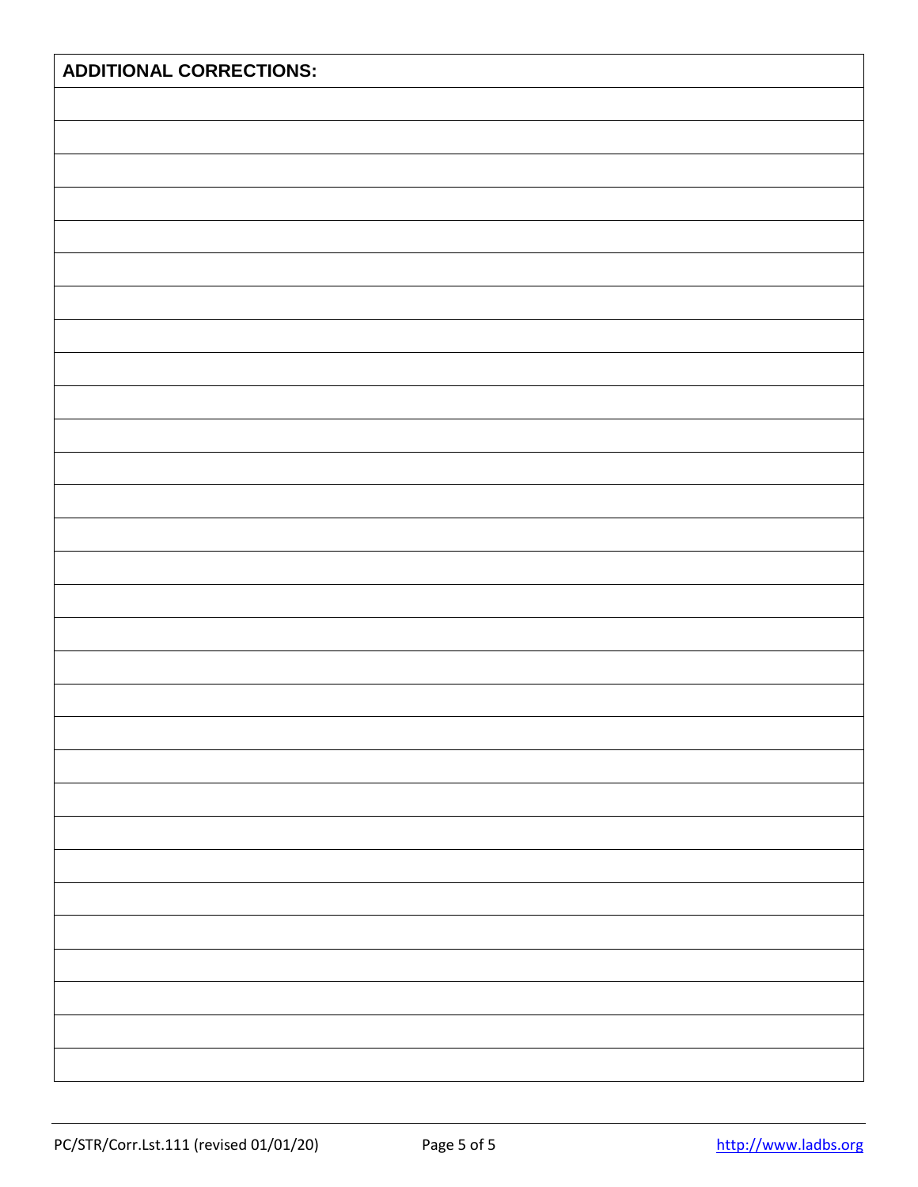| ADDITIONAL CORRECTIONS: |
| --- |
| |
| |
| |
| |
| |
| |
| |
| |
| |
| |
| |
| |
| |
| |
| |
| |
| |
| |
| |
| |
| |
| |
| |
| |
| |
| |
| |
| |
| |